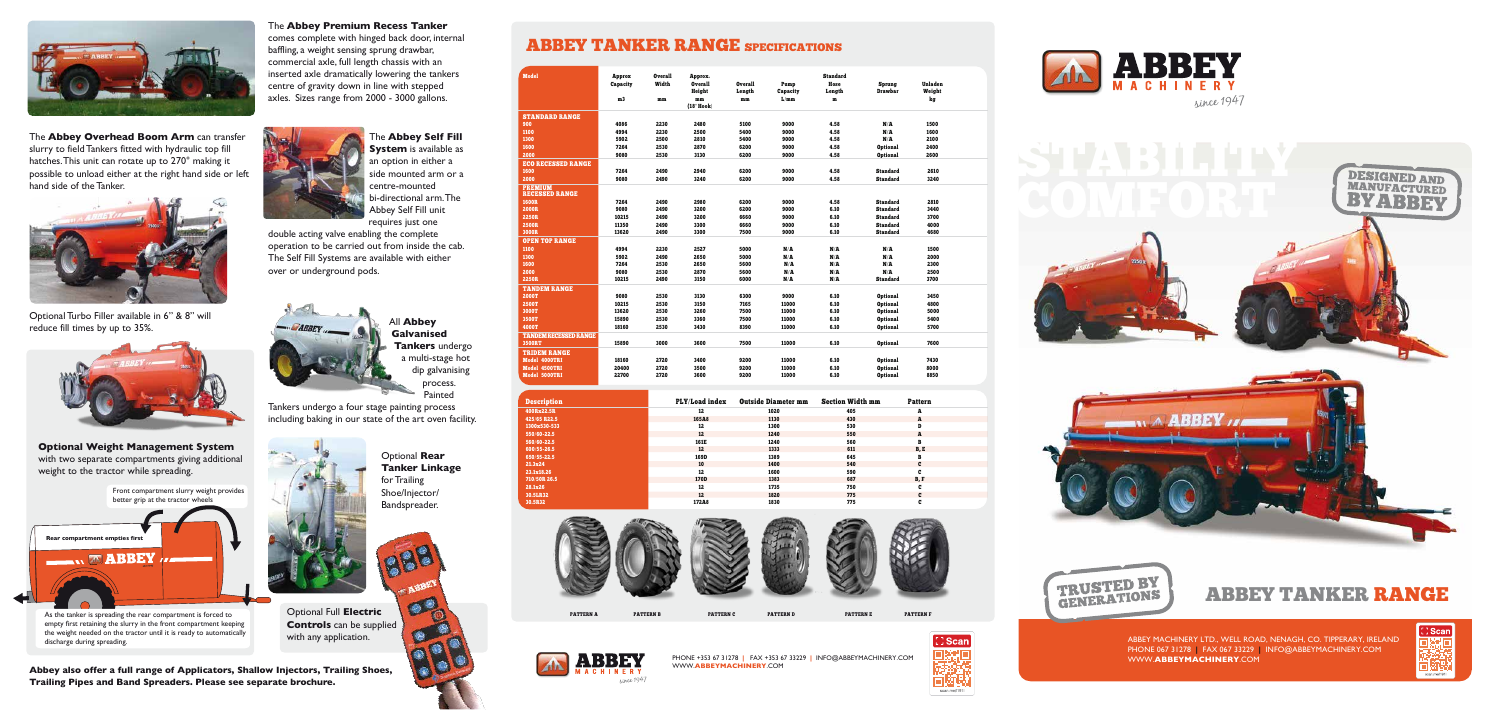The **Abbey Overhead Boom Arm** can transfer slurry to field Tankers fitted with hydraulic top fill hatches. This unit can rotate up to 270° making it possible to unload either at the right hand side or left hand side of the Tanker.

Optional Turbo Filler available in 6" & 8" will reduce fill times by up to 35%.

**Optional Weight Management System**
with two separate compartments giving additional weight to the tractor while spreading.

Front compartment slurry weight provides better grip at the tractor wheels

Rear compartment empties first

As the tanker is spreading the rear compartment is forced to empty first retaining the slurry in the front compartment keeping the weight needed on the tractor until it is ready to automatically discharge during spreading.

The **Abbey Premium Recess Tanker** comes complete with hinged back door, internal baffling, a weight sensing sprung drawbar, commercial axle, full length chassis with an inserted axle dramatically lowering the tankers centre of gravity down in line with stepped axles. Sizes range from 2000 - 3000 gallons.

The **Abbey Self Fill System** is available as an option in either a side mounted arm or a centre-mounted bi-directional arm. The Abbey Self Fill unit requires just one double acting valve enabling the complete operation to be carried out from inside the cab. The Self Fill Systems are available with either over or underground pods.

All **Abbey Galvanised Tankers** undergo a multi-stage hot dip galvanising process. Painted Tankers undergo a four stage painting process including baking in our state of the art oven facility.

Optional **Rear Tanker Linkage** for Trailing Shoe/Injector/ Bandspreader.

Optional Full **Electric Controls** can be supplied with any application.

**Abbey also offer a full range of Applicators, Shallow Injectors, Trailing Shoes, Trailing Pipes and Band Spreaders. Please see separate brochure.**

# ABBEY TANKER RANGE SPECIFICATIONS

| Model | Approx Capacity m3 | Overall Width mm | Approx. Overall Height mm (18' Hook) | Overall Length mm | Pump Capacity L/mm | Standard Hose Length m | Sprung Drawbar | Unladen Weight kg |
|---|---|---|---|---|---|---|---|---|
| **STANDARD RANGE** | | | | | | | | |
| 900 | 4090 | 2230 | 2480 | 5100 | 9000 | 4.50 | N/A | 1500 |
| 1100 | 4994 | 2230 | 2500 | 5400 | 9000 | 4.50 | N/A | 1600 |
| 1300 | 5902 | 2300 | 2610 | 5400 | 9000 | 4.50 | N/A | 2100 |
| 1600 | 7264 | 2530 | 2870 | 6200 | 9000 | 4.50 | Optional | 2400 |
| 2000 | 9080 | 2530 | 3130 | 6200 | 9000 | 4.50 | Optional | 2600 |
| **ECO RECESSED RANGE** | | | | | | | | |
| 1600 | 7264 | 2490 | 2940 | 6200 | 9000 | 4.50 | Standard | 2810 |
| 2000 | 9080 | 2490 | 3240 | 6200 | 9000 | 4.50 | Standard | 3240 |
| **PREMIUM RECESSED RANGE** | | | | | | | | |
| 1600R | 7264 | 2490 | 2980 | 6200 | 9000 | 4.50 | Standard | 2810 |
| 2000R | 9080 | 2490 | 3200 | 6200 | 9000 | 6.10 | Standard | 3440 |
| 2250R | 10215 | 2490 | 3200 | 6660 | 9000 | 6.10 | Standard | 3700 |
| 2500R | 11350 | 2490 | 3300 | 6660 | 9000 | 6.10 | Standard | 4000 |
| 3000R | 13620 | 2490 | 3300 | 7500 | 9000 | 6.10 | Standard | 4600 |
| **OPEN TOP RANGE** | | | | | | | | |
| 1100 | 4994 | 2230 | 2527 | 5000 | N/A | N/A | N/A | 1500 |
| 1300 | 5902 | 2490 | 2650 | 5000 | N/A | N/A | N/A | 2000 |
| 1600 | 7264 | 2530 | 2650 | 5600 | N/A | N/A | N/A | 2300 |
| 2000 | 9080 | 2530 | 2870 | 5600 | N/A | N/A | N/A | 2500 |
| 2250R | 10215 | 2490 | 3150 | 6000 | N/A | N/A | Standard | 3700 |
| **TANDEM RANGE** | | | | | | | | |
| 2000T | 9080 | 2530 | 3130 | 6300 | 9000 | 6.10 | Optional | 3450 |
| 2500T | 10215 | 2530 | 3150 | 7165 | 11000 | 6.10 | Optional | 4000 |
| 3000T | 13620 | 2530 | 3260 | 7500 | 11000 | 6.10 | Optional | 5000 |
| 3500T | 15890 | 2530 | 3360 | 7500 | 11000 | 6.10 | Optional | 5400 |
| 4000T | 18160 | 2530 | 3430 | 8390 | 11000 | 6.10 | Optional | 5700 |
| **TANDEM RECESSED RANGE** | | | | | | | | |
| 3500RT | 15890 | 3000 | 3600 | 7500 | 11000 | 6.10 | Optional | 7600 |
| **TRIDEM RANGE** | | | | | | | | |
| Model 4000TRI | 18160 | 2720 | 3400 | 9200 | 11000 | 6.10 | Optional | 7430 |
| Model 4500TRI | 20600 | 2720 | 3500 | 9200 | 11000 | 6.10 | Optional | 8000 |
| Model 5000TRI | 22700 | 2720 | 3600 | 9200 | 11000 | 6.10 | Optional | 8650 |

| Description | PLY/Load index | Outside Diameter mm | Section Width mm | Pattern |
|---|---|---|---|---|
| 400/60x15.5 | 12 | 1020 | 405 | A |
| 425/65 R22.5 | 165A8 | 1130 | 430 | A |
| 1300x530-533 | 12 | 1300 | 530 | D |
| 550/60-22.5 | 12 | 1240 | 550 | A |
| 560/60-22.5 | 161E | 1240 | 560 | B |
| 600/55-26.5 | 12 | 1331 | 611 | B, E |
| 650/55-22.5 | 169D | 1389 | 645 | B |
| 21.3x24 | 10 | 1400 | 540 | C |
| 23.1x18.26 | 12 | 1380 | 590 | C |
| 710/50R 26.5 | 170D | 1363 | 687 | B, F |
| 24.5x26 | 12 | 1735 | 750 | C |
| 30.5Lx32 | 12 | 1820 | 775 | C |
| 30.5R32 | 172A8 | 1830 | 775 | C |

PATTERN A | PATTERN B | PATTERN C | PATTERN D | PATTERN E | PATTERN F

PHONE +353 67 31278 | FAX +353 67 33229 | INFO@ABBEYMACHINERY.COM
WWW.**ABBEYMACHINERY**.COM

ABBEY MACHINERY since 1947

STABILITY COMFORT

DESIGNED AND MANUFACTURED BY ABBEY

TRUSTED BY GENERATIONS

# ABBEY TANKER RANGE

ABBEY MACHINERY LTD., WELL ROAD, NENAGH, CO. TIPPERARY, IRELAND
PHONE 067 31278 | FAX 067 33229 | INFO@ABBEYMACHINERY.COM
WWW.**ABBEYMACHINERY**.COM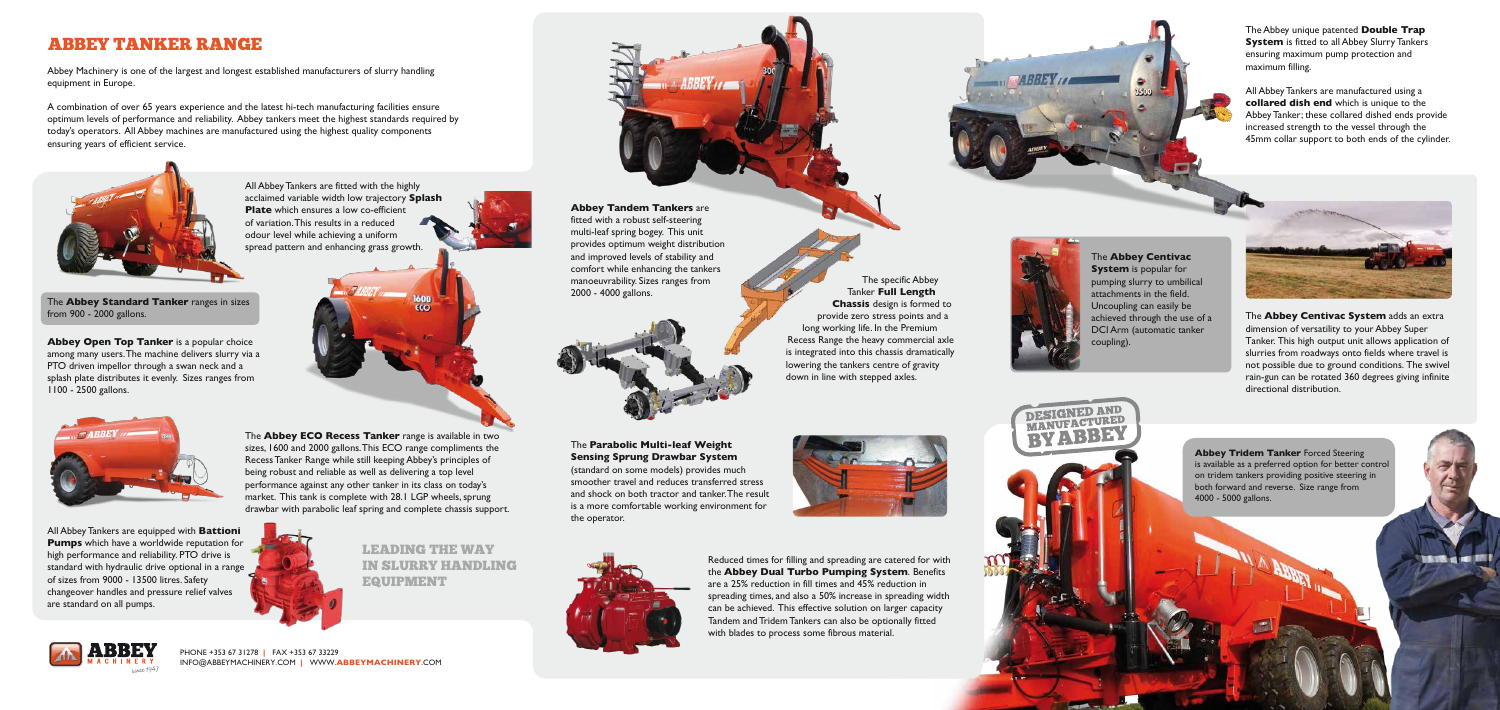# ABBEY TANKER RANGE

Abbey Machinery is one of the largest and longest established manufacturers of slurry handling equipment in Europe.

A combination of over 65 years experience and the latest hi-tech manufacturing facilities ensure optimum levels of performance and reliability. Abbey tankers meet the highest standards required by today's operators. All Abbey machines are manufactured using the highest quality components ensuring years of efficient service.

All Abbey Tankers are fitted with the highly acclaimed variable width low trajectory **Splash Plate** which ensures a low co-efficient of variation. This results in a reduced odour level while achieving a uniform spread pattern and enhancing grass growth.

The **Abbey Standard Tanker** ranges in sizes from 900 - 2000 gallons.

**Abbey Open Top Tanker** is a popular choice among many users. The machine delivers slurry via a PTO driven impellor through a swan neck and a splash plate distributes it evenly. Sizes ranges from 1100 - 2500 gallons.

The **Abbey ECO Recess Tanker** range is available in two sizes, 1600 and 2000 gallons. This ECO range compliments the Recess Tanker Range while still keeping Abbey's principles of being robust and reliable as well as delivering a top level performance against any other tanker in its class on today's market. This tank is complete with 28.1 LGP wheels, sprung drawbar with parabolic leaf spring and complete chassis support.

All Abbey Tankers are equipped with **Battioni Pumps** which have a worldwide reputation for high performance and reliability. PTO drive is standard with hydraulic drive optional in a range of sizes from 9000 - 13500 litres. Safety changeover handles and pressure relief valves are standard on all pumps.

## LEADING THE WAY IN SLURRY HANDLING EQUIPMENT

**Abbey Tandem Tankers** are fitted with a robust self-steering multi-leaf spring bogey. This unit provides optimum weight distribution and improved levels of stability and comfort while enhancing the tankers manoeuvrability. Sizes ranges from 2000 - 4000 gallons.

The specific Abbey Tanker **Full Length Chassis** design is formed to provide zero stress points and a long working life. In the Premium Recess Range the heavy commercial axle is integrated into this chassis dramatically lowering the tankers centre of gravity down in line with stepped axles.

The **Parabolic Multi-leaf Weight Sensing Sprung Drawbar System** (standard on some models) provides much smoother travel and reduces transferred stress and shock on both tractor and tanker. The result is a more comfortable working environment for the operator.

Reduced times for filling and spreading are catered for with the **Abbey Dual Turbo Pumping System**. Benefits are a 25% reduction in fill times and 45% reduction in spreading times, and also a 50% increase in spreading width can be achieved. This effective solution on larger capacity Tandem and Tridem Tankers can also be optionally fitted with blades to process some fibrous material.

The Abbey unique patented **Double Trap System** is fitted to all Abbey Slurry Tankers ensuring maximum pump protection and maximum filling.

All Abbey Tankers are manufactured using a **collared dish end** which is unique to the Abbey Tanker; these collared dished ends provide increased strength to the vessel through the 45mm collar support to both ends of the cylinder.

The **Abbey Centivac System** is popular for pumping slurry to umbilical attachments in the field. Uncoupling can easily be achieved through the use of a DCI Arm (automatic tanker coupling).

The **Abbey Centivac System** adds an extra dimension of versatility to your Abbey Super Tanker. This high output unit allows application of slurries from roadways onto fields where travel is not possible due to ground conditions. The swivel rain-gun can be rotated 360 degrees giving infinite directional distribution.

DESIGNED AND MANUFACTURED BY ABBEY

**Abbey Tridem Tanker** Forced Steering is available as a preferred option for better control on tridem tankers providing positive steering in both forward and reverse. Size range from 4000 - 5000 gallons.

PHONE +353 67 31278 | FAX +353 67 33229
INFO@ABBEYMACHINERY.COM | WWW.ABBEYMACHINERY.COM